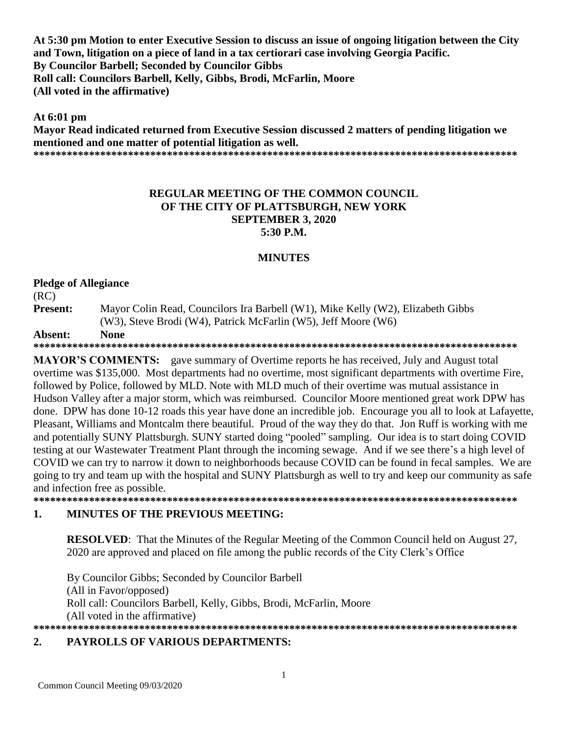**At 5:30 pm Motion to enter Executive Session to discuss an issue of ongoing litigation between the City and Town, litigation on a piece of land in a tax certiorari case involving Georgia Pacific.**
**By Councilor Barbell; Seconded by Councilor Gibbs**
**Roll call: Councilors Barbell, Kelly, Gibbs, Brodi, McFarlin, Moore**
**(All voted in the affirmative)**

**At 6:01 pm**
**Mayor Read indicated returned from Executive Session discussed 2 matters of pending litigation we mentioned and one matter of potential litigation as well.**

**\*\*\*\*\*\*\*\*\*\*\*\*\*\*\*\*\*\*\*\*\*\*\*\*\*\*\*\*\*\*\*\*\*\*\*\*\*\*\*\*\*\*\*\*\*\*\*\*\*\*\*\*\*\*\*\*\*\*\*\*\*\*\*\*\*\*\*\*\*\*\*\*\*\*\*\*\*\*\*\*\*\*\*\*\*\*\***

# REGULAR MEETING OF THE COMMON COUNCIL OF THE CITY OF PLATTSBURGH, NEW YORK
## SEPTEMBER 3, 2020
## 5:30 P.M.

## MINUTES

**Pledge of Allegiance**

(RC)

**Present:** Mayor Colin Read, Councilors Ira Barbell (W1), Mike Kelly (W2), Elizabeth Gibbs (W3), Steve Brodi (W4), Patrick McFarlin (W5), Jeff Moore (W6)

**Absent:** **None**

**\*\*\*\*\*\*\*\*\*\*\*\*\*\*\*\*\*\*\*\*\*\*\*\*\*\*\*\*\*\*\*\*\*\*\*\*\*\*\*\*\*\*\*\*\*\*\*\*\*\*\*\*\*\*\*\*\*\*\*\*\*\*\*\*\*\*\*\*\*\*\*\*\*\*\*\*\*\*\*\*\*\*\*\*\*\*\***

**MAYOR'S COMMENTS:** gave summary of Overtime reports he has received, July and August total overtime was $135,000. Most departments had no overtime, most significant departments with overtime Fire, followed by Police, followed by MLD. Note with MLD much of their overtime was mutual assistance in Hudson Valley after a major storm, which was reimbursed. Councilor Moore mentioned great work DPW has done. DPW has done 10-12 roads this year have done an incredible job. Encourage you all to look at Lafayette, Pleasant, Williams and Montcalm there beautiful. Proud of the way they do that. Jon Ruff is working with me and potentially SUNY Plattsburgh. SUNY started doing "pooled" sampling. Our idea is to start doing COVID testing at our Wastewater Treatment Plant through the incoming sewage. And if we see there's a high level of COVID we can try to narrow it down to neighborhoods because COVID can be found in fecal samples. We are going to try and team up with the hospital and SUNY Plattsburgh as well to try and keep our community as safe and infection free as possible.

**\*\*\*\*\*\*\*\*\*\*\*\*\*\*\*\*\*\*\*\*\*\*\*\*\*\*\*\*\*\*\*\*\*\*\*\*\*\*\*\*\*\*\*\*\*\*\*\*\*\*\*\*\*\*\*\*\*\*\*\*\*\*\*\*\*\*\*\*\*\*\*\*\*\*\*\*\*\*\*\*\*\*\*\*\*\*\***

## 1. MINUTES OF THE PREVIOUS MEETING:

**RESOLVED**: That the Minutes of the Regular Meeting of the Common Council held on August 27, 2020 are approved and placed on file among the public records of the City Clerk's Office

By Councilor Gibbs; Seconded by Councilor Barbell
(All in Favor/opposed)
Roll call: Councilors Barbell, Kelly, Gibbs, Brodi, McFarlin, Moore
(All voted in the affirmative)

**\*\*\*\*\*\*\*\*\*\*\*\*\*\*\*\*\*\*\*\*\*\*\*\*\*\*\*\*\*\*\*\*\*\*\*\*\*\*\*\*\*\*\*\*\*\*\*\*\*\*\*\*\*\*\*\*\*\*\*\*\*\*\*\*\*\*\*\*\*\*\*\*\*\*\*\*\*\*\*\*\*\*\*\*\*\*\***

## 2. PAYROLLS OF VARIOUS DEPARTMENTS: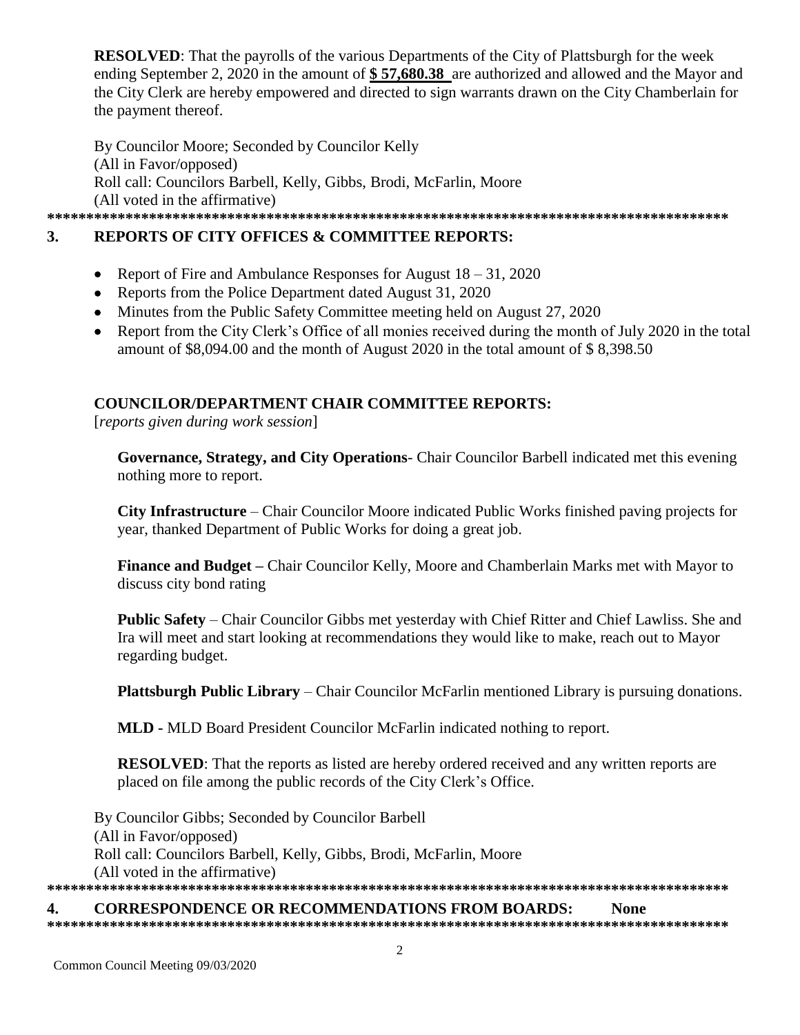**RESOLVED**: That the payrolls of the various Departments of the City of Plattsburgh for the week ending September 2, 2020 in the amount of **$ 57,680.38** are authorized and allowed and the Mayor and the City Clerk are hereby empowered and directed to sign warrants drawn on the City Chamberlain for the payment thereof.

By Councilor Moore; Seconded by Councilor Kelly
(All in Favor/opposed)
Roll call: Councilors Barbell, Kelly, Gibbs, Brodi, McFarlin, Moore
(All voted in the affirmative)

*******************************************************************************************

## 3. REPORTS OF CITY OFFICES & COMMITTEE REPORTS:

- Report of Fire and Ambulance Responses for August 18 – 31, 2020
- Reports from the Police Department dated August 31, 2020
- Minutes from the Public Safety Committee meeting held on August 27, 2020
- Report from the City Clerk's Office of all monies received during the month of July 2020 in the total amount of $8,094.00 and the month of August 2020 in the total amount of $ 8,398.50

### COUNCILOR/DEPARTMENT CHAIR COMMITTEE REPORTS:

[*reports given during work session*]

**Governance, Strategy, and City Operations**- Chair Councilor Barbell indicated met this evening nothing more to report.

**City Infrastructure** – Chair Councilor Moore indicated Public Works finished paving projects for year, thanked Department of Public Works for doing a great job.

**Finance and Budget –** Chair Councilor Kelly, Moore and Chamberlain Marks met with Mayor to discuss city bond rating

**Public Safety** – Chair Councilor Gibbs met yesterday with Chief Ritter and Chief Lawliss. She and Ira will meet and start looking at recommendations they would like to make, reach out to Mayor regarding budget.

**Plattsburgh Public Library** – Chair Councilor McFarlin mentioned Library is pursuing donations.

**MLD -** MLD Board President Councilor McFarlin indicated nothing to report.

**RESOLVED**: That the reports as listed are hereby ordered received and any written reports are placed on file among the public records of the City Clerk's Office.

By Councilor Gibbs; Seconded by Councilor Barbell
(All in Favor/opposed)
Roll call: Councilors Barbell, Kelly, Gibbs, Brodi, McFarlin, Moore
(All voted in the affirmative)

*******************************************************************************************

## 4. CORRESPONDENCE OR RECOMMENDATIONS FROM BOARDS: None

*******************************************************************************************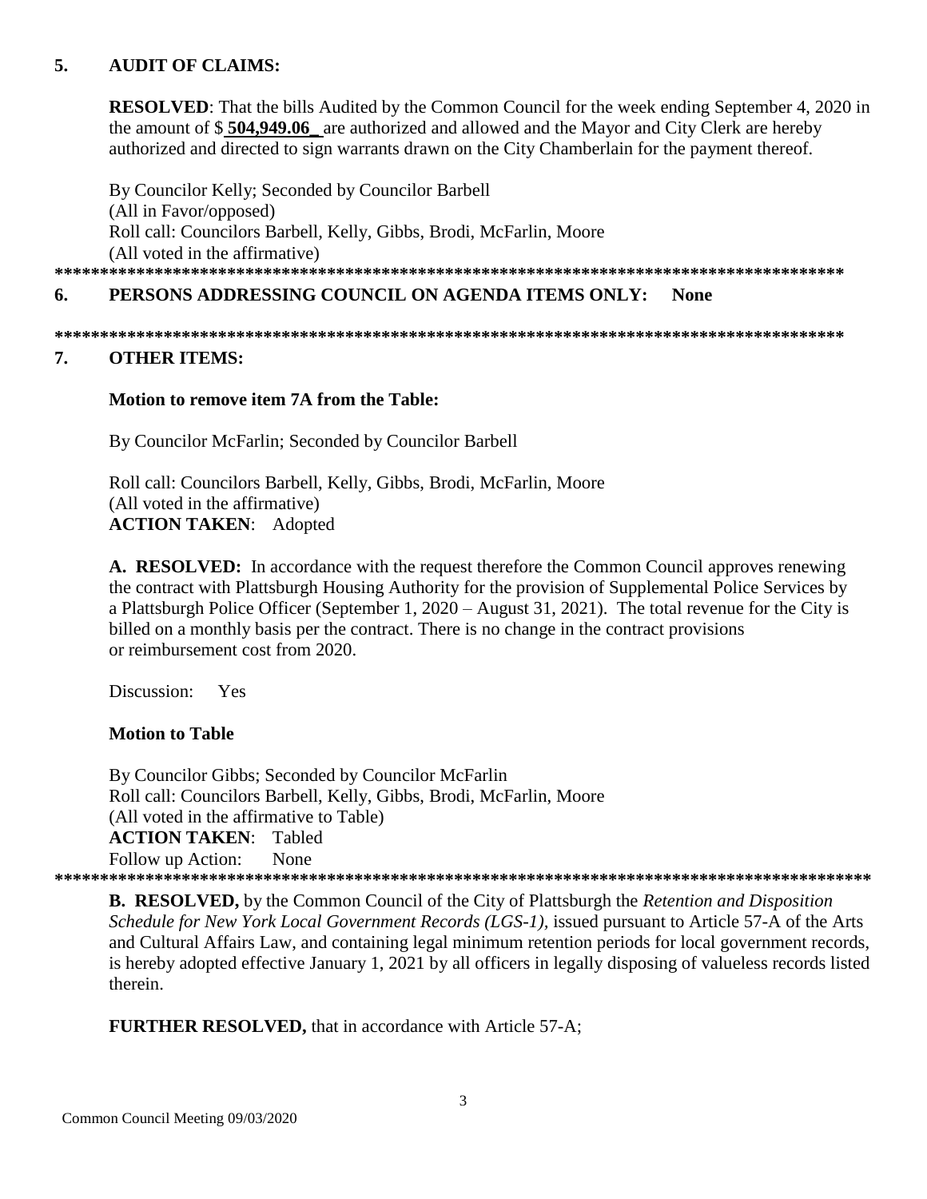## 5. AUDIT OF CLAIMS:

**RESOLVED**: That the bills Audited by the Common Council for the week ending September 4, 2020 in the amount of $ **504,949.06_** are authorized and allowed and the Mayor and City Clerk are hereby authorized and directed to sign warrants drawn on the City Chamberlain for the payment thereof.

By Councilor Kelly; Seconded by Councilor Barbell
(All in Favor/opposed)
Roll call: Councilors Barbell, Kelly, Gibbs, Brodi, McFarlin, Moore
(All voted in the affirmative)

*************************************************************************************

## 6. PERSONS ADDRESSING COUNCIL ON AGENDA ITEMS ONLY: None

*************************************************************************************

## 7. OTHER ITEMS:

**Motion to remove item 7A from the Table:**

By Councilor McFarlin; Seconded by Councilor Barbell

Roll call: Councilors Barbell, Kelly, Gibbs, Brodi, McFarlin, Moore
(All voted in the affirmative)
**ACTION TAKEN**: Adopted

**A. RESOLVED:** In accordance with the request therefore the Common Council approves renewing the contract with Plattsburgh Housing Authority for the provision of Supplemental Police Services by a Plattsburgh Police Officer (September 1, 2020 – August 31, 2021). The total revenue for the City is billed on a monthly basis per the contract. There is no change in the contract provisions or reimbursement cost from 2020.

Discussion: Yes

**Motion to Table**

By Councilor Gibbs; Seconded by Councilor McFarlin
Roll call: Councilors Barbell, Kelly, Gibbs, Brodi, McFarlin, Moore
(All voted in the affirmative to Table)
**ACTION TAKEN**: Tabled
Follow up Action: None

*************************************************************************************

**B. RESOLVED,** by the Common Council of the City of Plattsburgh the *Retention and Disposition Schedule for New York Local Government Records (LGS-1)*, issued pursuant to Article 57-A of the Arts and Cultural Affairs Law, and containing legal minimum retention periods for local government records, is hereby adopted effective January 1, 2021 by all officers in legally disposing of valueless records listed therein.

**FURTHER RESOLVED,** that in accordance with Article 57-A;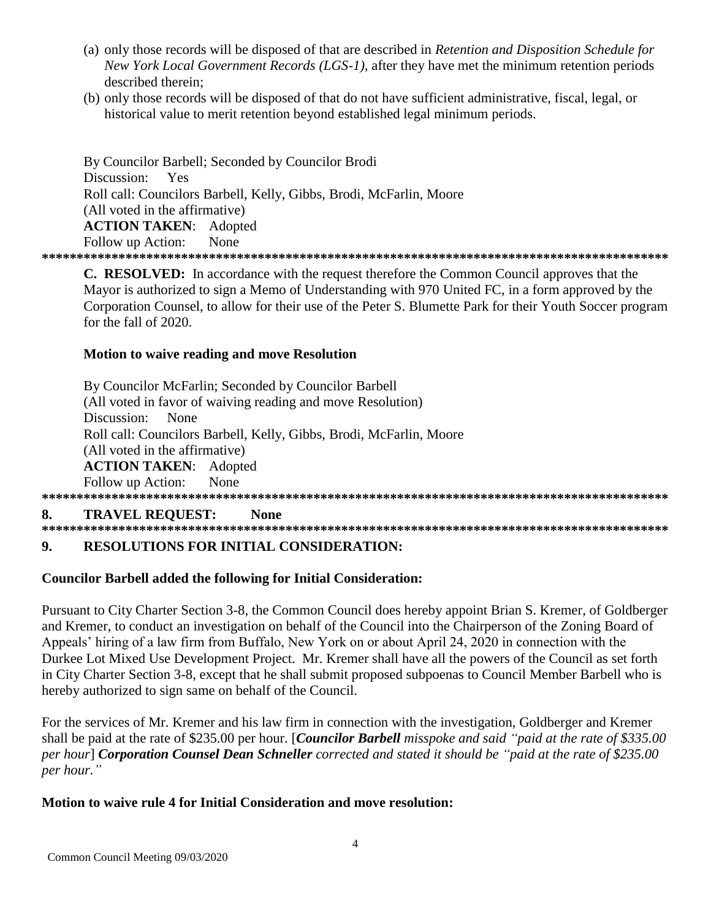(a) only those records will be disposed of that are described in *Retention and Disposition Schedule for New York Local Government Records (LGS-1),* after they have met the minimum retention periods described therein;

(b) only those records will be disposed of that do not have sufficient administrative, fiscal, legal, or historical value to merit retention beyond established legal minimum periods.

By Councilor Barbell; Seconded by Councilor Brodi
Discussion: Yes
Roll call: Councilors Barbell, Kelly, Gibbs, Brodi, McFarlin, Moore
(All voted in the affirmative)
**ACTION TAKEN**: Adopted
Follow up Action: None

**********************************************************************************************

**C. RESOLVED:** In accordance with the request therefore the Common Council approves that the Mayor is authorized to sign a Memo of Understanding with 970 United FC, in a form approved by the Corporation Counsel, to allow for their use of the Peter S. Blumette Park for their Youth Soccer program for the fall of 2020.

**Motion to waive reading and move Resolution**

By Councilor McFarlin; Seconded by Councilor Barbell
(All voted in favor of waiving reading and move Resolution)
Discussion: None
Roll call: Councilors Barbell, Kelly, Gibbs, Brodi, McFarlin, Moore
(All voted in the affirmative)
**ACTION TAKEN**: Adopted
Follow up Action: None

**********************************************************************************************

## 8. TRAVEL REQUEST: None

**********************************************************************************************

## 9. RESOLUTIONS FOR INITIAL CONSIDERATION:

**Councilor Barbell added the following for Initial Consideration:**

Pursuant to City Charter Section 3-8, the Common Council does hereby appoint Brian S. Kremer, of Goldberger and Kremer, to conduct an investigation on behalf of the Council into the Chairperson of the Zoning Board of Appeals' hiring of a law firm from Buffalo, New York on or about April 24, 2020 in connection with the Durkee Lot Mixed Use Development Project. Mr. Kremer shall have all the powers of the Council as set forth in City Charter Section 3-8, except that he shall submit proposed subpoenas to Council Member Barbell who is hereby authorized to sign same on behalf of the Council.

For the services of Mr. Kremer and his law firm in connection with the investigation, Goldberger and Kremer shall be paid at the rate of $235.00 per hour. [***Councilor Barbell*** *misspoke and said "paid at the rate of $335.00 per hour*] ***Corporation Counsel Dean Schneller*** *corrected and stated it should be "paid at the rate of $235.00 per hour."*

**Motion to waive rule 4 for Initial Consideration and move resolution:**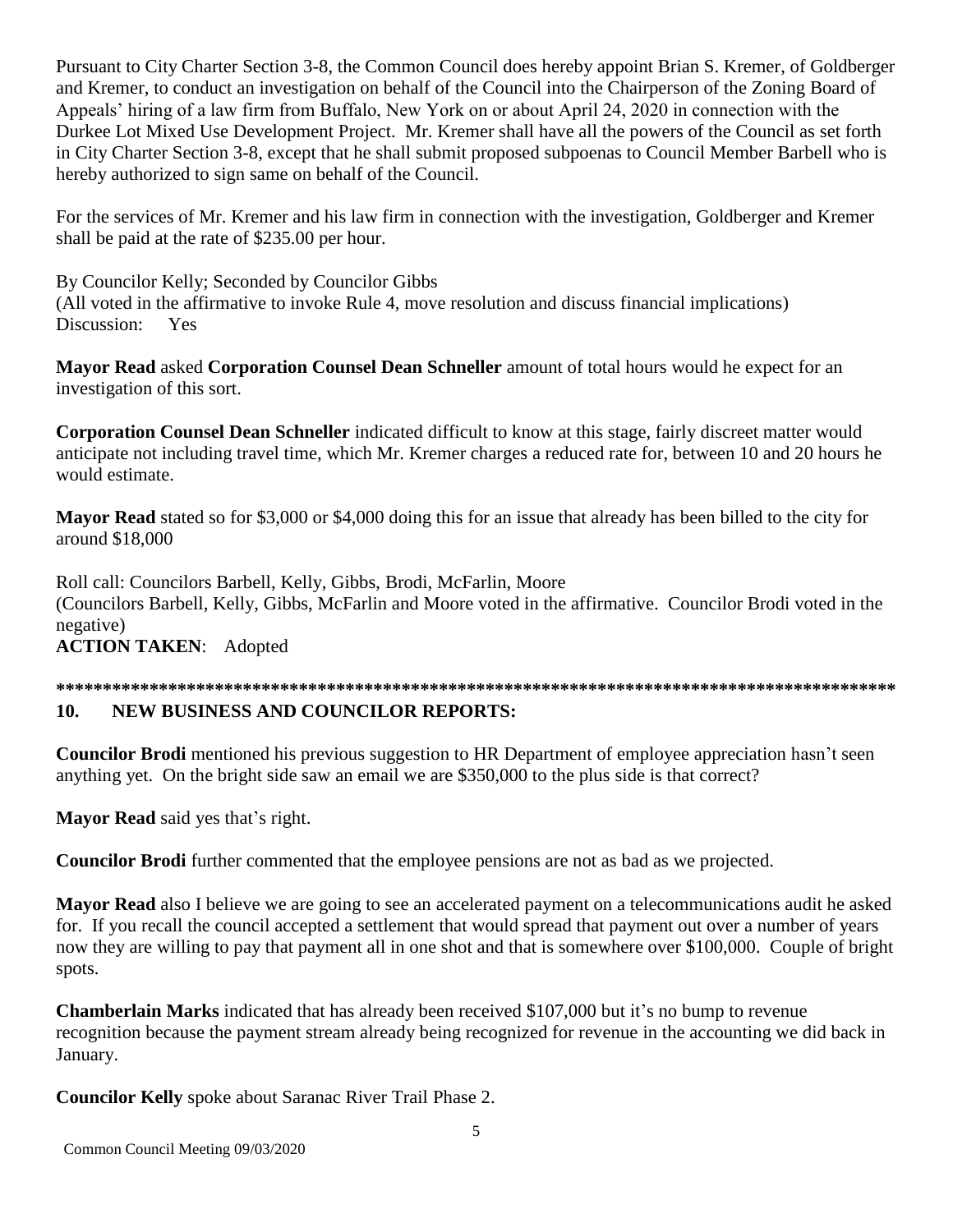Pursuant to City Charter Section 3-8, the Common Council does hereby appoint Brian S. Kremer, of Goldberger and Kremer, to conduct an investigation on behalf of the Council into the Chairperson of the Zoning Board of Appeals' hiring of a law firm from Buffalo, New York on or about April 24, 2020 in connection with the Durkee Lot Mixed Use Development Project. Mr. Kremer shall have all the powers of the Council as set forth in City Charter Section 3-8, except that he shall submit proposed subpoenas to Council Member Barbell who is hereby authorized to sign same on behalf of the Council.

For the services of Mr. Kremer and his law firm in connection with the investigation, Goldberger and Kremer shall be paid at the rate of $235.00 per hour.

By Councilor Kelly; Seconded by Councilor Gibbs
(All voted in the affirmative to invoke Rule 4, move resolution and discuss financial implications)
Discussion: Yes

**Mayor Read** asked **Corporation Counsel Dean Schneller** amount of total hours would he expect for an investigation of this sort.

**Corporation Counsel Dean Schneller** indicated difficult to know at this stage, fairly discreet matter would anticipate not including travel time, which Mr. Kremer charges a reduced rate for, between 10 and 20 hours he would estimate.

**Mayor Read** stated so for $3,000 or $4,000 doing this for an issue that already has been billed to the city for around $18,000

Roll call: Councilors Barbell, Kelly, Gibbs, Brodi, McFarlin, Moore
(Councilors Barbell, Kelly, Gibbs, McFarlin and Moore voted in the affirmative. Councilor Brodi voted in the negative)
**ACTION TAKEN**: Adopted

**********************************************************************************************

## 10. NEW BUSINESS AND COUNCILOR REPORTS:

**Councilor Brodi** mentioned his previous suggestion to HR Department of employee appreciation hasn't seen anything yet. On the bright side saw an email we are $350,000 to the plus side is that correct?

**Mayor Read** said yes that's right.

**Councilor Brodi** further commented that the employee pensions are not as bad as we projected.

**Mayor Read** also I believe we are going to see an accelerated payment on a telecommunications audit he asked for. If you recall the council accepted a settlement that would spread that payment out over a number of years now they are willing to pay that payment all in one shot and that is somewhere over $100,000. Couple of bright spots.

**Chamberlain Marks** indicated that has already been received $107,000 but it's no bump to revenue recognition because the payment stream already being recognized for revenue in the accounting we did back in January.

**Councilor Kelly** spoke about Saranac River Trail Phase 2.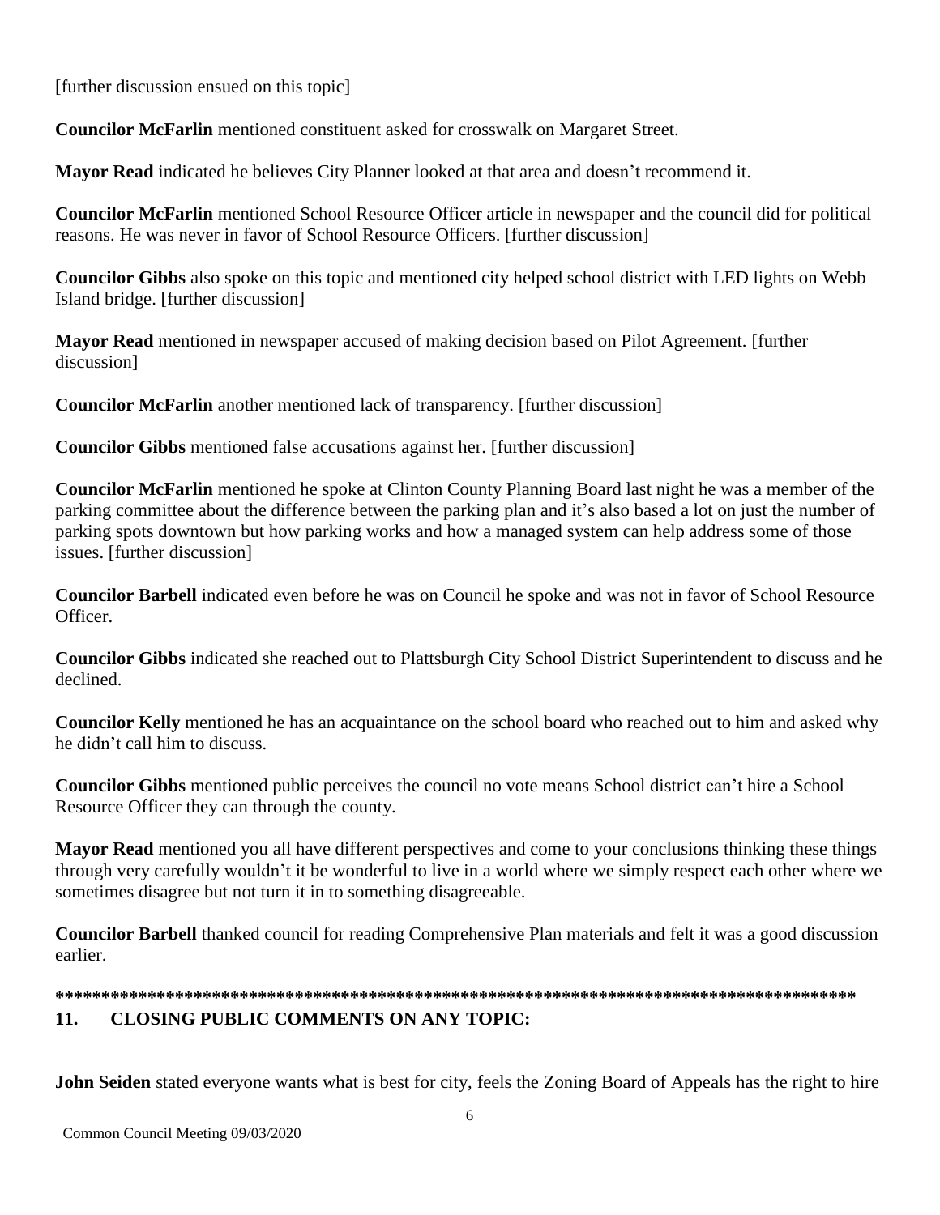[further discussion ensued on this topic]

**Councilor McFarlin** mentioned constituent asked for crosswalk on Margaret Street.

**Mayor Read** indicated he believes City Planner looked at that area and doesn't recommend it.

**Councilor McFarlin** mentioned School Resource Officer article in newspaper and the council did for political reasons. He was never in favor of School Resource Officers. [further discussion]

**Councilor Gibbs** also spoke on this topic and mentioned city helped school district with LED lights on Webb Island bridge. [further discussion]

**Mayor Read** mentioned in newspaper accused of making decision based on Pilot Agreement. [further discussion]

**Councilor McFarlin** another mentioned lack of transparency. [further discussion]

**Councilor Gibbs** mentioned false accusations against her. [further discussion]

**Councilor McFarlin** mentioned he spoke at Clinton County Planning Board last night he was a member of the parking committee about the difference between the parking plan and it's also based a lot on just the number of parking spots downtown but how parking works and how a managed system can help address some of those issues. [further discussion]

**Councilor Barbell** indicated even before he was on Council he spoke and was not in favor of School Resource Officer.

**Councilor Gibbs** indicated she reached out to Plattsburgh City School District Superintendent to discuss and he declined.

**Councilor Kelly** mentioned he has an acquaintance on the school board who reached out to him and asked why he didn't call him to discuss.

**Councilor Gibbs** mentioned public perceives the council no vote means School district can't hire a School Resource Officer they can through the county.

**Mayor Read** mentioned you all have different perspectives and come to your conclusions thinking these things through very carefully wouldn't it be wonderful to live in a world where we simply respect each other where we sometimes disagree but not turn it in to something disagreeable.

**Councilor Barbell** thanked council for reading Comprehensive Plan materials and felt it was a good discussion earlier.

**************************************************************************************

## 11. CLOSING PUBLIC COMMENTS ON ANY TOPIC:

**John Seiden** stated everyone wants what is best for city, feels the Zoning Board of Appeals has the right to hire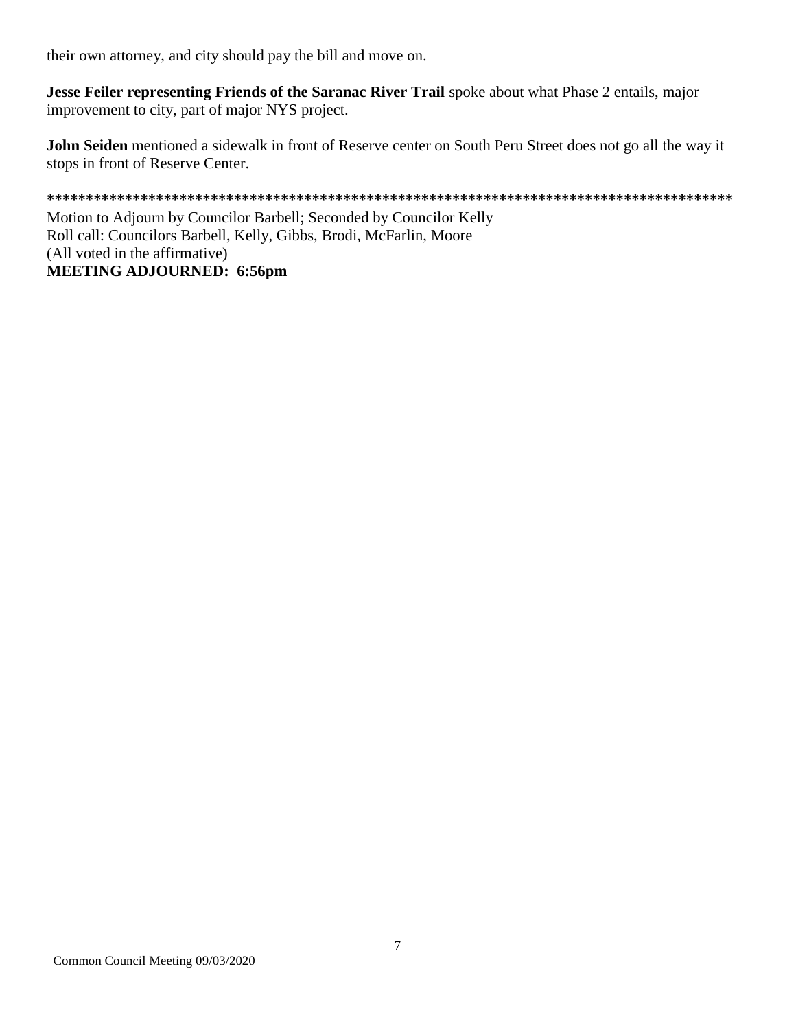their own attorney, and city should pay the bill and move on.

**Jesse Feiler representing Friends of the Saranac River Trail** spoke about what Phase 2 entails, major improvement to city, part of major NYS project.

**John Seiden** mentioned a sidewalk in front of Reserve center on South Peru Street does not go all the way it stops in front of Reserve Center.

**********************************************************************************************

Motion to Adjourn by Councilor Barbell; Seconded by Councilor Kelly
Roll call: Councilors Barbell, Kelly, Gibbs, Brodi, McFarlin, Moore
(All voted in the affirmative)
**MEETING ADJOURNED: 6:56pm**